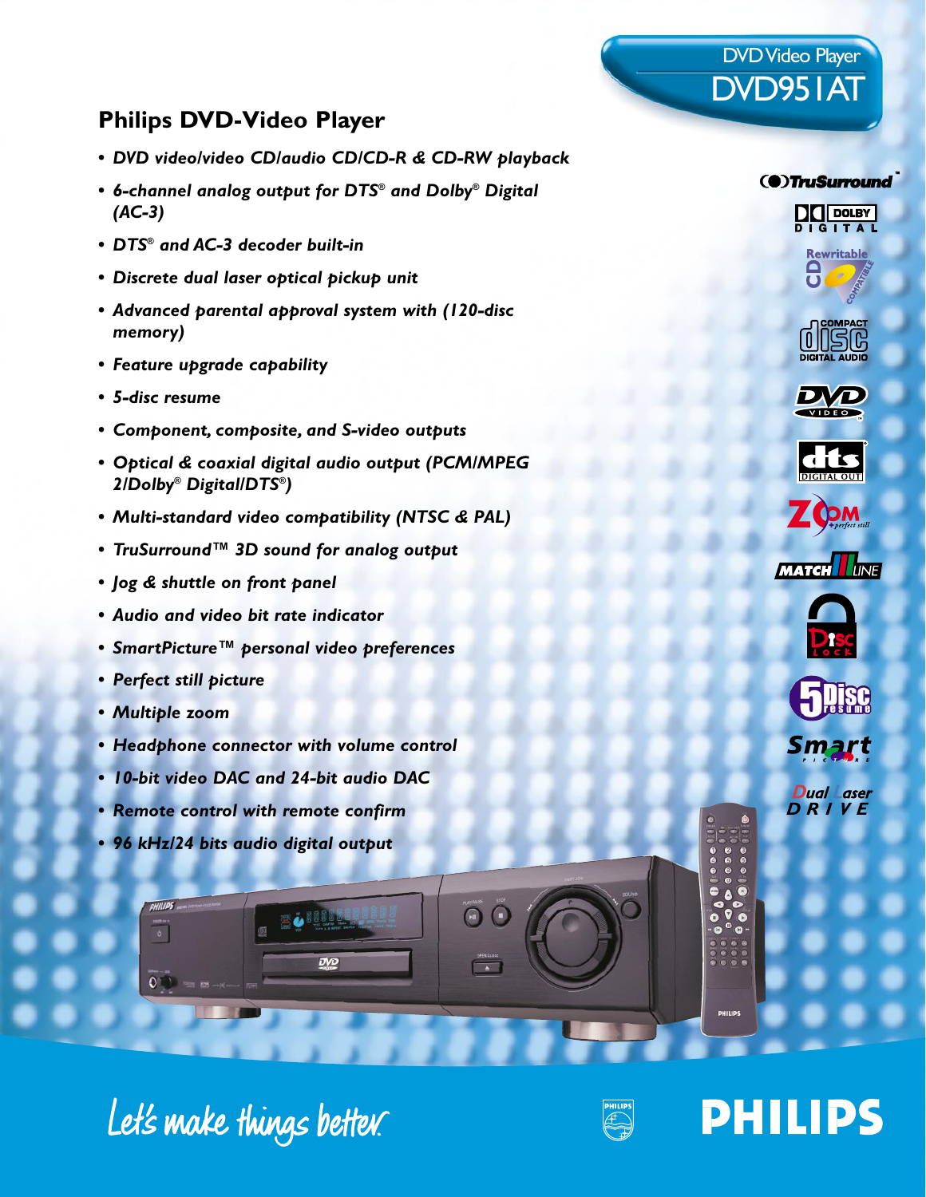DVD Video Player

DVD951AT

## Philips DVD-Video Player

- *DVD video/video CD/audio CD/CD-R & CD-RW playback*
- *6-channel analog output for DTS® and Dolby® Digital (AC-3)*
- *DTS® and AC-3 decoder built-in*
- *Discrete dual laser optical pickup unit*
- *Advanced parental approval system with (120-disc memory)*
- *Feature upgrade capability*
- *5-disc resume*
- *Component, composite, and S-video outputs*
- *Optical & coaxial digital audio output (PCM/MPEG 2/Dolby® Digital/DTS®)*
- *Multi-standard video compatibility (NTSC & PAL)*
- *TruSurround™ 3D sound for analog output*
- *Jog & shuttle on front panel*
- *Audio and video bit rate indicator*
- *SmartPicture™ personal video preferences*
- *Perfect still picture*
- *Multiple zoom*
- *Headphone connector with volume control*
- *10-bit video DAC and 24-bit audio DAC*
- *Remote control with remote confirm*
- *96 kHz/24 bits audio digital output*

Let's make things better.

PHILIPS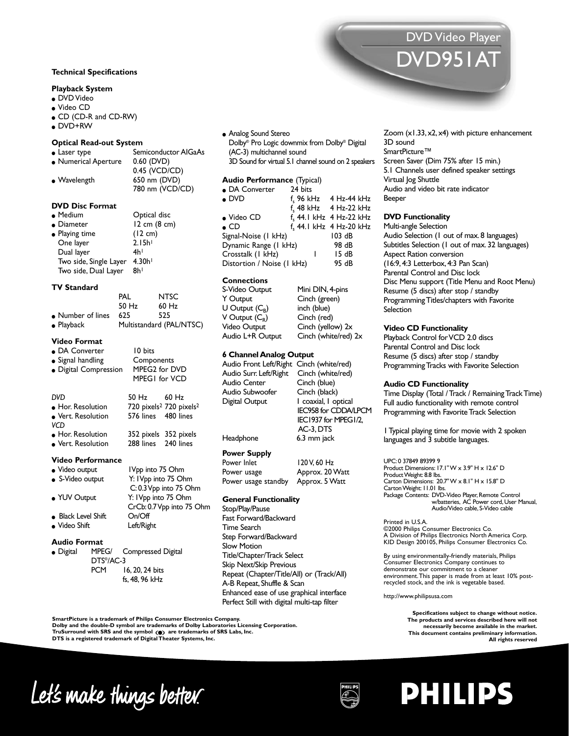# DVD Video Player
# DVD951AT

## Technical Specifications

### Playback System
- DVD Video
- Video CD
- CD (CD-R and CD-RW)
- DVD+RW

### Optical Read-out System

| | |
|---|---|
| Laser type | Semiconductor AlGaAs |
| Numerical Aperture | 0.60 (DVD) |
| | 0.45 (VCD/CD) |
| Wavelength | 650 nm (DVD) |
| | 780 nm (VCD/CD) |

### DVD Disc Format

| | |
|---|---|
| Medium | Optical disc |
| Diameter | 12 cm (8 cm) |
| Playing time | (12 cm) |
| One layer | 2.15h[1] |
| Dual layer | 4h[1] |
| Two side, Single Layer | 4.30h[1] |
| Two side, Dual Layer | 8h[1] |

### TV Standard

| | PAL | NTSC |
|---|---|---|
| | 50 Hz | 60 Hz |
| Number of lines | 625 | 525 |
| Playback | Multistandard (PAL/NTSC) | |

### Video Format

| | |
|---|---|
| DA Converter | 10 bits |
| Signal handling | Components |
| Digital Compression | MPEG2 for DVD |
| | MPEG1 for VCD |

| *DVD* | 50 Hz | 60 Hz |
|---|---|---|
| Hor. Resolution | 720 pixels[2] | 720 pixels[2] |
| Vert. Resolution | 576 lines | 480 lines |
| *VCD* | | |
| Hor. Resolution | 352 pixels | 352 pixels |
| Vert. Resolution | 288 lines | 240 lines |

### Video Performance

| | |
|---|---|
| Video output | 1Vpp into 75 Ohm |
| S-Video output | Y: 1Vpp into 75 Ohm |
| | C: 0.3 Vpp into 75 Ohm |
| YUV Output | Y: 1Vpp into 75 Ohm |
| | CrCb: 0.7 Vpp into 75 Ohm |
| Black Level Shift | On/Off |
| Video Shift | Left/Right |

### Audio Format
- Digital: MPEG/DTS®/AC-3 — Compressed Digital; PCM — 16, 20, 24 bits, fs, 48, 96 kHz
- Analog Sound Stereo
  Dolby® Pro Logic downmix from Dolby® Digital (AC-3) multichannel sound
  3D Sound for virtual 5.1 channel sound on 2 speakers

### Audio Performance (Typical)

| | | |
|---|---|---|
| DA Converter | 24 bits | |
| DVD | $f_s$ 96 kHz | 4 Hz-44 kHz |
| | $f_s$ 48 kHz | 4 Hz-22 kHz |
| Video CD | $f_s$ 44.1 kHz | 4 Hz-22 kHz |
| CD | $f_s$ 44.1 kHz | 4 Hz-20 kHz |
| Signal-Noise (1 kHz) | | 103 dB |
| Dynamic Range (1 kHz) | | 98 dB |
| Crosstalk (1 kHz) | 1 | 15 dB |
| Distortion / Noise (1 kHz) | | 95 dB |

### Connections

| | |
|---|---|
| S-Video Output | Mini DIN, 4-pins |
| Y Output | Cinch (green) |
| U Output ($C_B$) | inch (blue) |
| V Output ($C_R$) | Cinch (red) |
| Video Output | Cinch (yellow) 2x |
| Audio L+R Output | Cinch (white/red) 2x |

### 6 Channel Analog Output

| | |
|---|---|
| Audio Front Left/Right | Cinch (white/red) |
| Audio Surr. Left/Right | Cinch (white/red) |
| Audio Center | Cinch (blue) |
| Audio Subwoofer | Cinch (black) |
| Digital Output | 1 coaxial, 1 optical |
| | IEC958 for CDDA/LPCM |
| | IEC1937 for MPEG1/2, AC-3, DTS |
| Headphone | 6.3 mm jack |

### Power Supply

| | |
|---|---|
| Power Inlet | 120 V, 60 Hz |
| Power usage | Approx. 20 Watt |
| Power usage standby | Approx. 5 Watt |

### General Functionality
Stop/Play/Pause
Fast Forward/Backward
Time Search
Step Forward/Backward
Slow Motion
Title/Chapter/Track Select
Skip Next/Skip Previous
Repeat (Chapter/Title/All) or (Track/All)
A-B Repeat, Shuffle & Scan
Enhanced ease of use graphical interface
Perfect Still with digital multi-tap filter
Zoom (x1.33, x2, x4) with picture enhancement
3D sound
SmartPicture™
Screen Saver (Dim 75% after 15 min.)
5.1 Channels user defined speaker settings
Virtual Jog Shuttle
Audio and video bit rate indicator
Beeper

### DVD Functionality
Multi-angle Selection
Audio Selection (1 out of max. 8 languages)
Subtitles Selection (1 out of max. 32 languages)
Aspect Ration conversion
(16:9, 4:3 Letterbox, 4:3 Pan Scan)
Parental Control and Disc lock
Disc Menu support (Title Menu and Root Menu)
Resume (5 discs) after stop / standby
Programming Titles/chapters with Favorite Selection

### Video CD Functionality
Playback Control for VCD 2.0 discs
Parental Control and Disc lock
Resume (5 discs) after stop / standby
Programming Tracks with Favorite Selection

### Audio CD Functionality
Time Display (Total / Track / Remaining Track Time)
Full audio functionality with remote control
Programming with Favorite Track Selection

1 Typical playing time for movie with 2 spoken languages and 3 subtitle languages.

UPC: 0 37849 89399 9
Product Dimensions: 17.1" W x 3.9" H x 12.6" D
Product Weight: 8.8 lbs.
Carton Dimensions: 20.7" W x 8.1" H x 15.8" D
Carton Weight: 11.01 lbs.
Package Contents: DVD-Video Player, Remote Control w/batteries, AC Power cord, User Manual, Audio/Video cable, S-Video cable

Printed in U.S.A.
©2000 Philips Consumer Electronics Co.
A Division of Philips Electronics North America Corp.
KID Design 200105, Philips Consumer Electronics Co.

By using environmentally-friendly materials, Philips Consumer Electronics Company continues to demonstrate our commitment to a cleaner environment. This paper is made from at least 10% post-recycled stock, and the ink is vegetable based.

http://www.philipsusa.com

**SmartPicture is a trademark of Philips Consumer Electronics Company.**
**Dolby and the double-D symbol are trademarks of Dolby Laboratories Licensing Corporation.**
**TruSurround with SRS and the symbol are trademarks of SRS Labs, Inc.**
**DTS is a registered trademark of Digital Theater Systems, Inc.**

**Specifications subject to change without notice.**
**The products and services described here will not necessarily become available in the market.**
**This document contains preliminary information.**
**All rights reserved**

Let's make things better.

PHILIPS